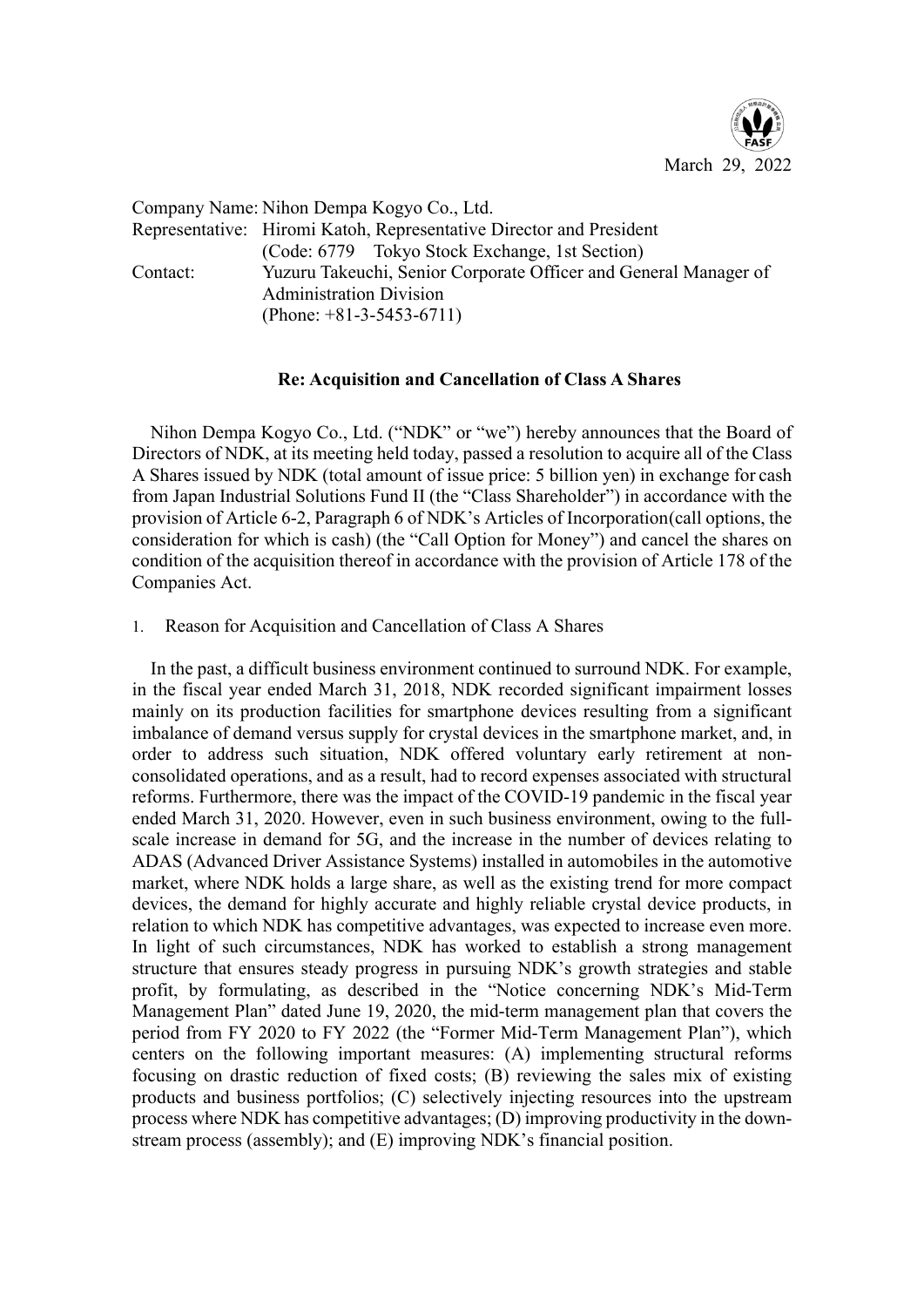March 29, 2022

Company Name: Nihon Dempa Kogyo Co., Ltd.
Representative: Hiromi Katoh, Representative Director and President
(Code: 6779 Tokyo Stock Exchange, 1st Section)
Contact: Yuzuru Takeuchi, Senior Corporate Officer and General Manager of Administration Division
(Phone: +81-3-5453-6711)

**Re: Acquisition and Cancellation of Class A Shares**

Nihon Dempa Kogyo Co., Ltd. ("NDK" or "we") hereby announces that the Board of Directors of NDK, at its meeting held today, passed a resolution to acquire all of the Class A Shares issued by NDK (total amount of issue price: 5 billion yen) in exchange for cash from Japan Industrial Solutions Fund II (the "Class Shareholder") in accordance with the provision of Article 6-2, Paragraph 6 of NDK's Articles of Incorporation(call options, the consideration for which is cash) (the "Call Option for Money") and cancel the shares on condition of the acquisition thereof in accordance with the provision of Article 178 of the Companies Act.

1. Reason for Acquisition and Cancellation of Class A Shares

In the past, a difficult business environment continued to surround NDK. For example, in the fiscal year ended March 31, 2018, NDK recorded significant impairment losses mainly on its production facilities for smartphone devices resulting from a significant imbalance of demand versus supply for crystal devices in the smartphone market, and, in order to address such situation, NDK offered voluntary early retirement at non-consolidated operations, and as a result, had to record expenses associated with structural reforms. Furthermore, there was the impact of the COVID-19 pandemic in the fiscal year ended March 31, 2020. However, even in such business environment, owing to the full-scale increase in demand for 5G, and the increase in the number of devices relating to ADAS (Advanced Driver Assistance Systems) installed in automobiles in the automotive market, where NDK holds a large share, as well as the existing trend for more compact devices, the demand for highly accurate and highly reliable crystal device products, in relation to which NDK has competitive advantages, was expected to increase even more. In light of such circumstances, NDK has worked to establish a strong management structure that ensures steady progress in pursuing NDK's growth strategies and stable profit, by formulating, as described in the "Notice concerning NDK's Mid-Term Management Plan" dated June 19, 2020, the mid-term management plan that covers the period from FY 2020 to FY 2022 (the "Former Mid-Term Management Plan"), which centers on the following important measures: (A) implementing structural reforms focusing on drastic reduction of fixed costs; (B) reviewing the sales mix of existing products and business portfolios; (C) selectively injecting resources into the upstream process where NDK has competitive advantages; (D) improving productivity in the down-stream process (assembly); and (E) improving NDK's financial position.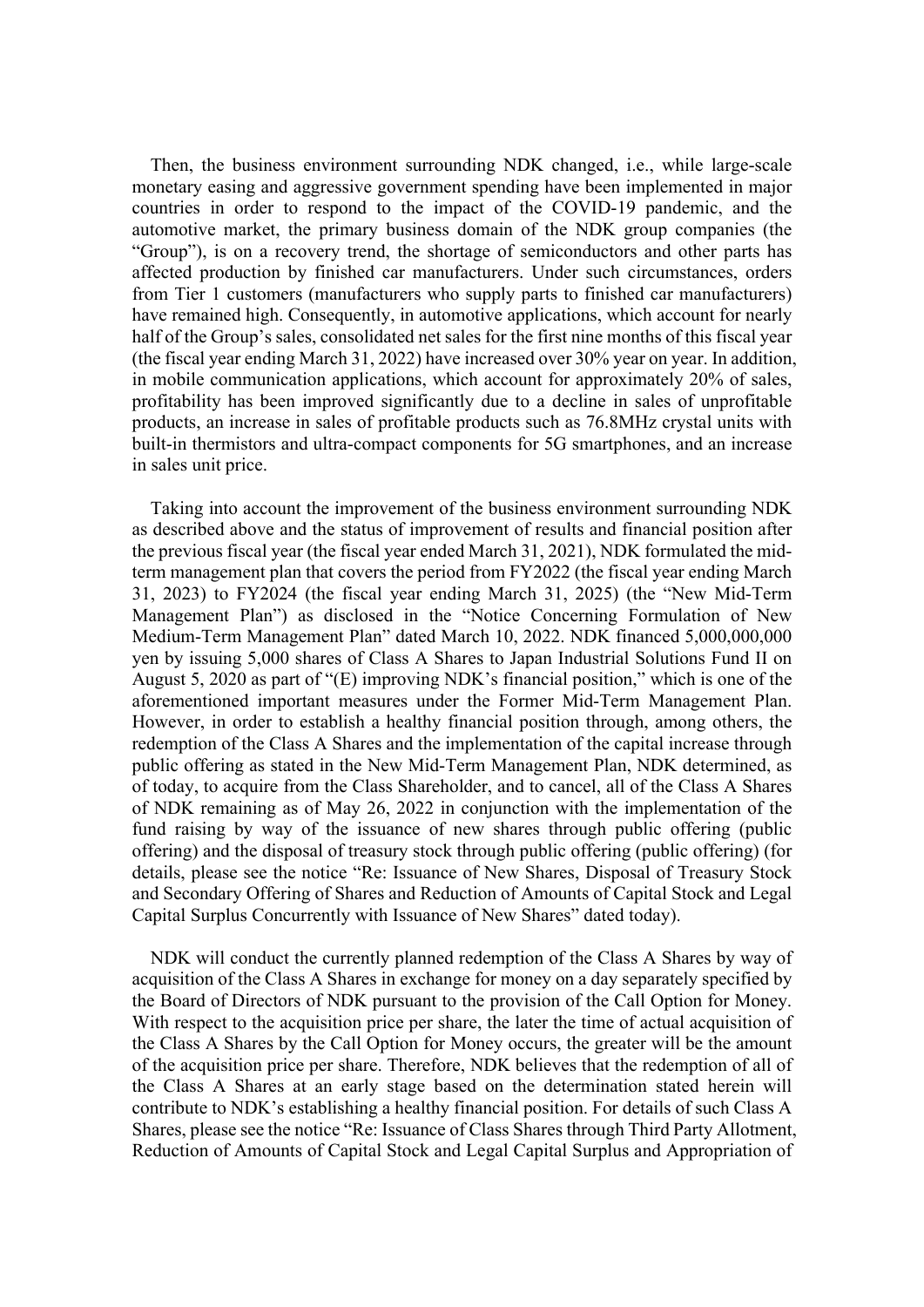Then, the business environment surrounding NDK changed, i.e., while large-scale monetary easing and aggressive government spending have been implemented in major countries in order to respond to the impact of the COVID-19 pandemic, and the automotive market, the primary business domain of the NDK group companies (the "Group"), is on a recovery trend, the shortage of semiconductors and other parts has affected production by finished car manufacturers. Under such circumstances, orders from Tier 1 customers (manufacturers who supply parts to finished car manufacturers) have remained high. Consequently, in automotive applications, which account for nearly half of the Group's sales, consolidated net sales for the first nine months of this fiscal year (the fiscal year ending March 31, 2022) have increased over 30% year on year. In addition, in mobile communication applications, which account for approximately 20% of sales, profitability has been improved significantly due to a decline in sales of unprofitable products, an increase in sales of profitable products such as 76.8MHz crystal units with built-in thermistors and ultra-compact components for 5G smartphones, and an increase in sales unit price.

Taking into account the improvement of the business environment surrounding NDK as described above and the status of improvement of results and financial position after the previous fiscal year (the fiscal year ended March 31, 2021), NDK formulated the mid-term management plan that covers the period from FY2022 (the fiscal year ending March 31, 2023) to FY2024 (the fiscal year ending March 31, 2025) (the "New Mid-Term Management Plan") as disclosed in the "Notice Concerning Formulation of New Medium-Term Management Plan" dated March 10, 2022. NDK financed 5,000,000,000 yen by issuing 5,000 shares of Class A Shares to Japan Industrial Solutions Fund II on August 5, 2020 as part of "(E) improving NDK's financial position," which is one of the aforementioned important measures under the Former Mid-Term Management Plan. However, in order to establish a healthy financial position through, among others, the redemption of the Class A Shares and the implementation of the capital increase through public offering as stated in the New Mid-Term Management Plan, NDK determined, as of today, to acquire from the Class Shareholder, and to cancel, all of the Class A Shares of NDK remaining as of May 26, 2022 in conjunction with the implementation of the fund raising by way of the issuance of new shares through public offering (public offering) and the disposal of treasury stock through public offering (public offering) (for details, please see the notice "Re: Issuance of New Shares, Disposal of Treasury Stock and Secondary Offering of Shares and Reduction of Amounts of Capital Stock and Legal Capital Surplus Concurrently with Issuance of New Shares" dated today).

NDK will conduct the currently planned redemption of the Class A Shares by way of acquisition of the Class A Shares in exchange for money on a day separately specified by the Board of Directors of NDK pursuant to the provision of the Call Option for Money. With respect to the acquisition price per share, the later the time of actual acquisition of the Class A Shares by the Call Option for Money occurs, the greater will be the amount of the acquisition price per share. Therefore, NDK believes that the redemption of all of the Class A Shares at an early stage based on the determination stated herein will contribute to NDK's establishing a healthy financial position. For details of such Class A Shares, please see the notice "Re: Issuance of Class Shares through Third Party Allotment, Reduction of Amounts of Capital Stock and Legal Capital Surplus and Appropriation of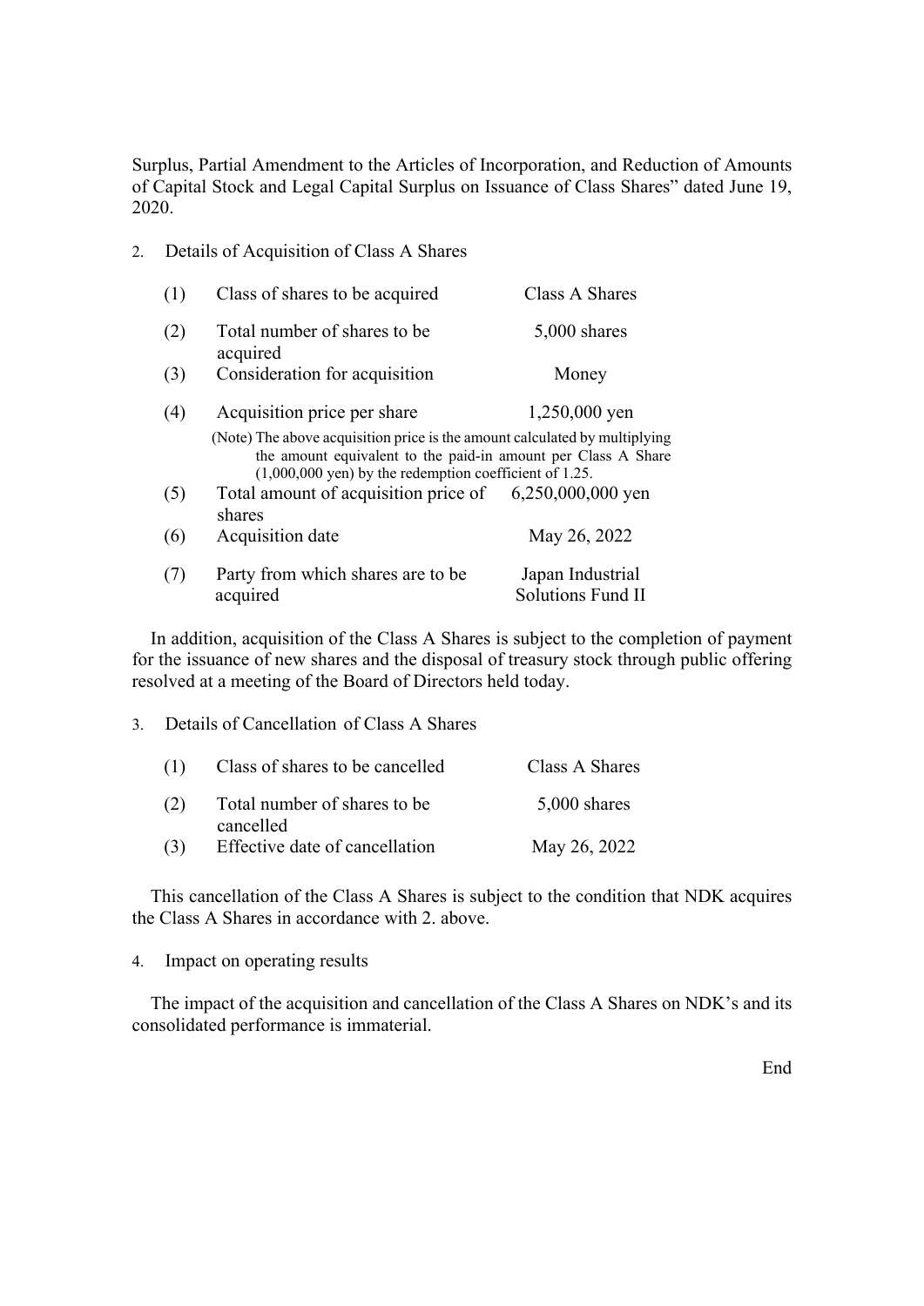Surplus, Partial Amendment to the Articles of Incorporation, and Reduction of Amounts of Capital Stock and Legal Capital Surplus on Issuance of Class Shares" dated June 19, 2020.

2. Details of Acquisition of Class A Shares

| | | |
|---|---|---|
| (1) | Class of shares to be acquired | Class A Shares |
| (2) | Total number of shares to be acquired | 5,000 shares |
| (3) | Consideration for acquisition | Money |
| (4) | Acquisition price per share | 1,250,000 yen |
| | (Note) The above acquisition price is the amount calculated by multiplying the amount equivalent to the paid-in amount per Class A Share (1,000,000 yen) by the redemption coefficient of 1.25. | |
| (5) | Total amount of acquisition price of shares | 6,250,000,000 yen |
| (6) | Acquisition date | May 26, 2022 |
| (7) | Party from which shares are to be acquired | Japan Industrial Solutions Fund II |

In addition, acquisition of the Class A Shares is subject to the completion of payment for the issuance of new shares and the disposal of treasury stock through public offering resolved at a meeting of the Board of Directors held today.

3. Details of Cancellation of Class A Shares

| | | |
|---|---|---|
| (1) | Class of shares to be cancelled | Class A Shares |
| (2) | Total number of shares to be cancelled | 5,000 shares |
| (3) | Effective date of cancellation | May 26, 2022 |

This cancellation of the Class A Shares is subject to the condition that NDK acquires the Class A Shares in accordance with 2. above.

4. Impact on operating results

The impact of the acquisition and cancellation of the Class A Shares on NDK's and its consolidated performance is immaterial.

End